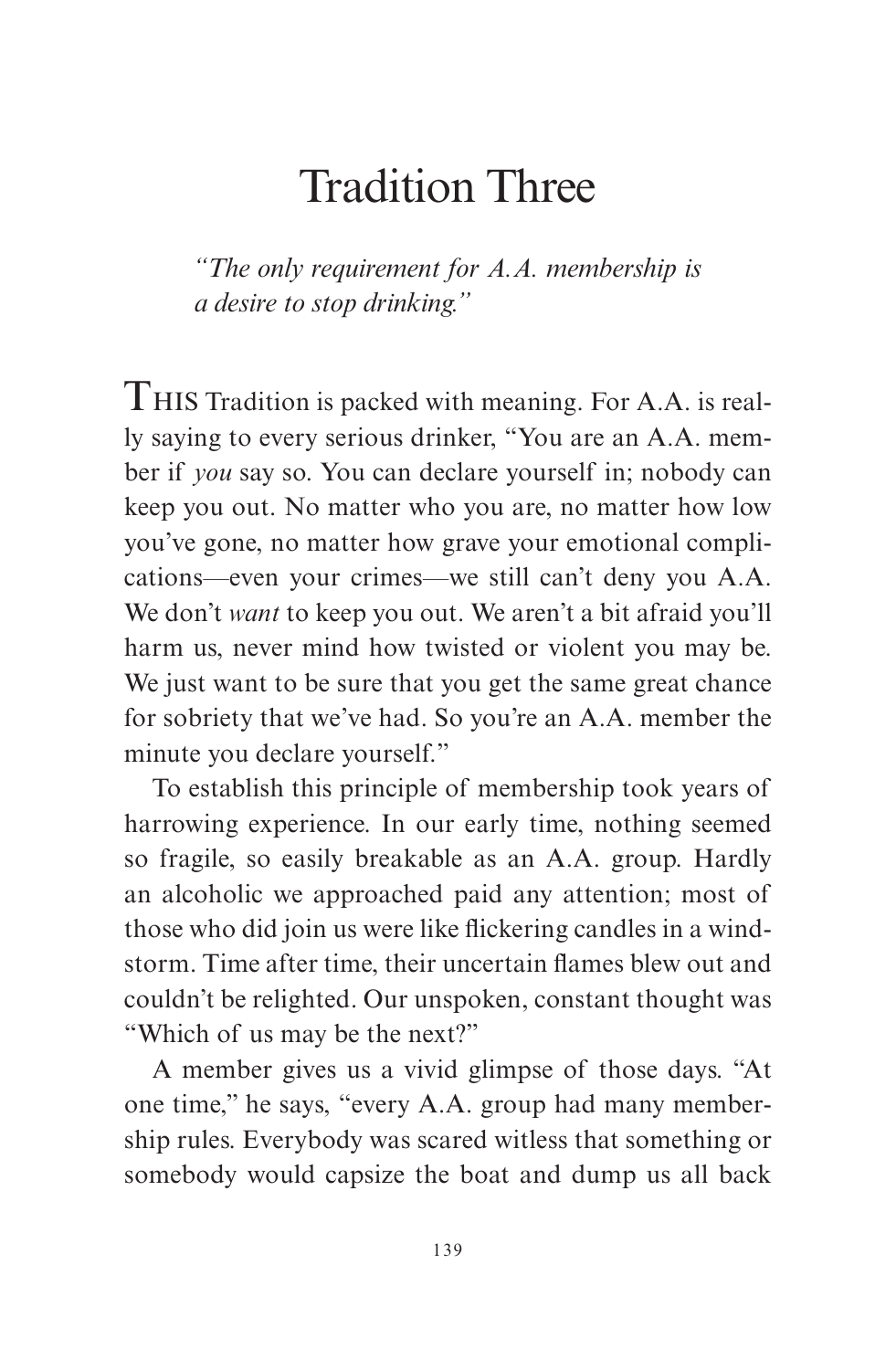# Tradition Three

*"The only requirement for A.A. membership is a desire to stop drinking."*

THIS Tradition is packed with meaning. For A.A. is really saying to every serious drinker, "You are an A.A. member if *you* say so. You can declare yourself in; nobody can keep you out. No matter who you are, no matter how low you've gone, no matter how grave your emotional complications—even your crimes—we still can't deny you A.A. We don't *want* to keep you out. We aren't a bit afraid you'll harm us, never mind how twisted or violent you may be. We just want to be sure that you get the same great chance for sobriety that we've had. So you're an A.A. member the minute you declare yourself."

To establish this principle of membership took years of harrowing experience. In our early time, nothing seemed so fragile, so easily breakable as an A.A. group. Hardly an alcoholic we approached paid any attention; most of those who did join us were like flickering candles in a windstorm. Time after time, their uncertain flames blew out and couldn't be relighted. Our unspoken, constant thought was "Which of us may be the next?"

A member gives us a vivid glimpse of those days. "At one time," he says, "every A.A. group had many membership rules. Everybody was scared witless that something or somebody would capsize the boat and dump us all back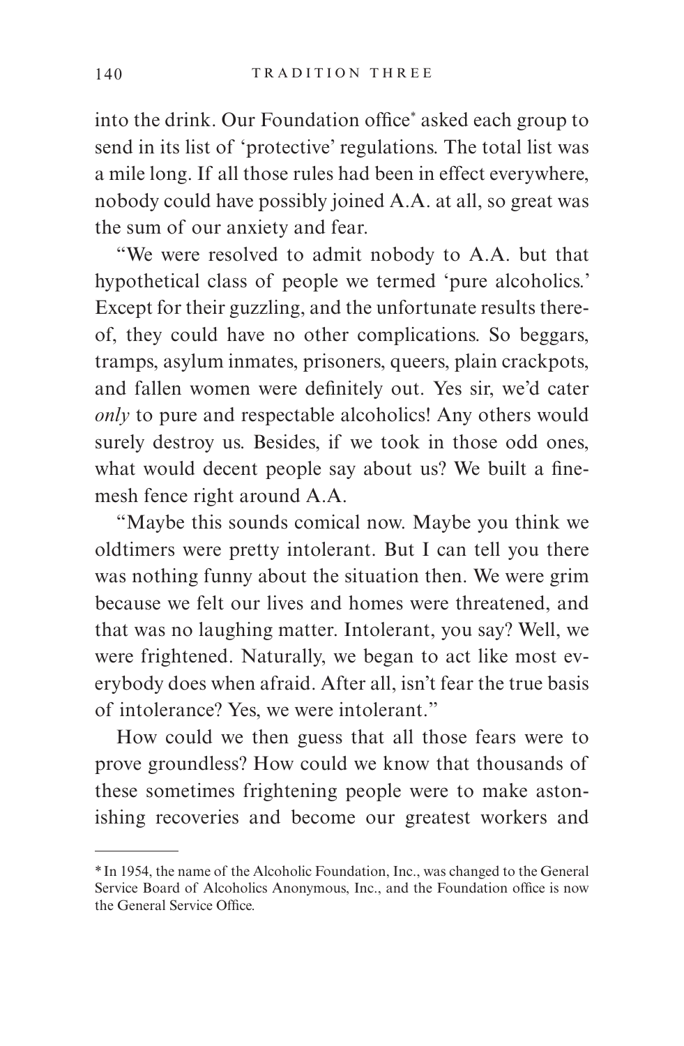into the drink. Our Foundation office* asked each group to send in its list of 'protective' regulations. The total list was a mile long. If all those rules had been in effect everywhere, nobody could have possibly joined A.A. at all, so great was the sum of our anxiety and fear.

"We were resolved to admit nobody to A.A. but that hypothetical class of people we termed 'pure alcoholics.' Except for their guzzling, and the unfortunate results thereof, they could have no other complications. So beggars, tramps, asylum inmates, prisoners, queers, plain crackpots, and fallen women were definitely out. Yes sir, we'd cater *only* to pure and respectable alcoholics! Any others would surely destroy us. Besides, if we took in those odd ones, what would decent people say about us? We built a fine-mesh fence right around A.A.

"Maybe this sounds comical now. Maybe you think we oldtimers were pretty intolerant. But I can tell you there was nothing funny about the situation then. We were grim because we felt our lives and homes were threatened, and that was no laughing matter. Intolerant, you say? Well, we were frightened. Naturally, we began to act like most everybody does when afraid. After all, isn't fear the true basis of intolerance? Yes, we were intolerant."

How could we then guess that all those fears were to prove groundless? How could we know that thousands of these sometimes frightening people were to make astonishing recoveries and become our greatest workers and

---

* In 1954, the name of the Alcoholic Foundation, Inc., was changed to the General Service Board of Alcoholics Anonymous, Inc., and the Foundation office is now the General Service Office.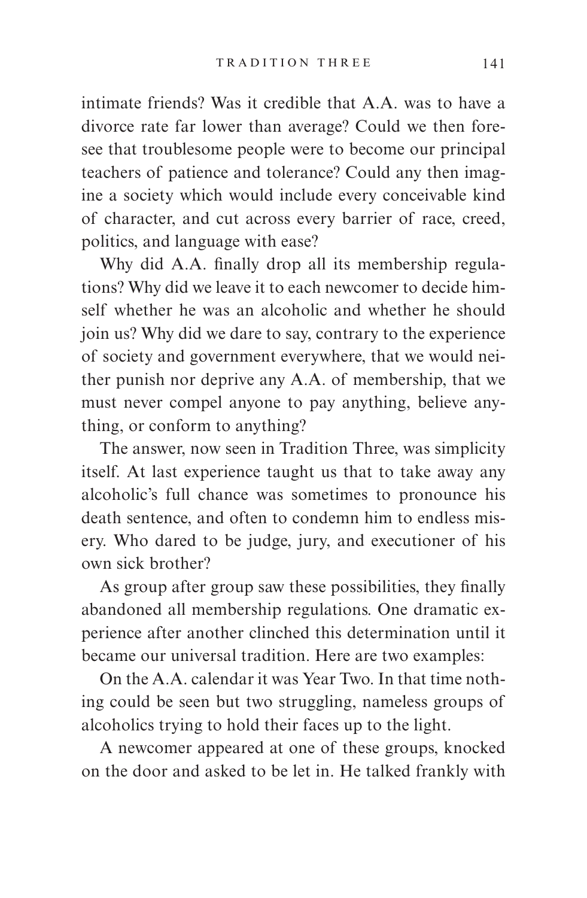intimate friends? Was it credible that A.A. was to have a divorce rate far lower than average? Could we then foresee that troublesome people were to become our principal teachers of patience and tolerance? Could any then imagine a society which would include every conceivable kind of character, and cut across every barrier of race, creed, politics, and language with ease?

Why did A.A. finally drop all its membership regulations? Why did we leave it to each newcomer to decide himself whether he was an alcoholic and whether he should join us? Why did we dare to say, contrary to the experience of society and government everywhere, that we would neither punish nor deprive any A.A. of membership, that we must never compel anyone to pay anything, believe anything, or conform to anything?

The answer, now seen in Tradition Three, was simplicity itself. At last experience taught us that to take away any alcoholic's full chance was sometimes to pronounce his death sentence, and often to condemn him to endless misery. Who dared to be judge, jury, and executioner of his own sick brother?

As group after group saw these possibilities, they finally abandoned all membership regulations. One dramatic experience after another clinched this determination until it became our universal tradition. Here are two examples:

On the A.A. calendar it was Year Two. In that time nothing could be seen but two struggling, nameless groups of alcoholics trying to hold their faces up to the light.

A newcomer appeared at one of these groups, knocked on the door and asked to be let in. He talked frankly with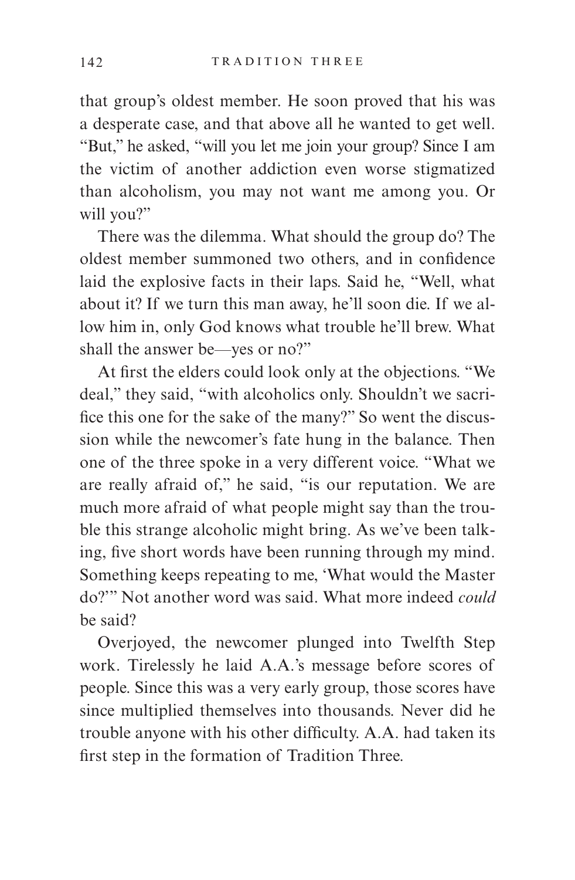that group's oldest member. He soon proved that his was a desperate case, and that above all he wanted to get well. "But," he asked, "will you let me join your group? Since I am the victim of another addiction even worse stigmatized than alcoholism, you may not want me among you. Or will you?"

There was the dilemma. What should the group do? The oldest member summoned two others, and in confidence laid the explosive facts in their laps. Said he, "Well, what about it? If we turn this man away, he'll soon die. If we allow him in, only God knows what trouble he'll brew. What shall the answer be—yes or no?"

At first the elders could look only at the objections. "We deal," they said, "with alcoholics only. Shouldn't we sacrifice this one for the sake of the many?" So went the discussion while the newcomer's fate hung in the balance. Then one of the three spoke in a very different voice. "What we are really afraid of," he said, "is our reputation. We are much more afraid of what people might say than the trouble this strange alcoholic might bring. As we've been talking, five short words have been running through my mind. Something keeps repeating to me, 'What would the Master do?'" Not another word was said. What more indeed *could* be said?

Overjoyed, the newcomer plunged into Twelfth Step work. Tirelessly he laid A.A.'s message before scores of people. Since this was a very early group, those scores have since multiplied themselves into thousands. Never did he trouble anyone with his other difficulty. A.A. had taken its first step in the formation of Tradition Three.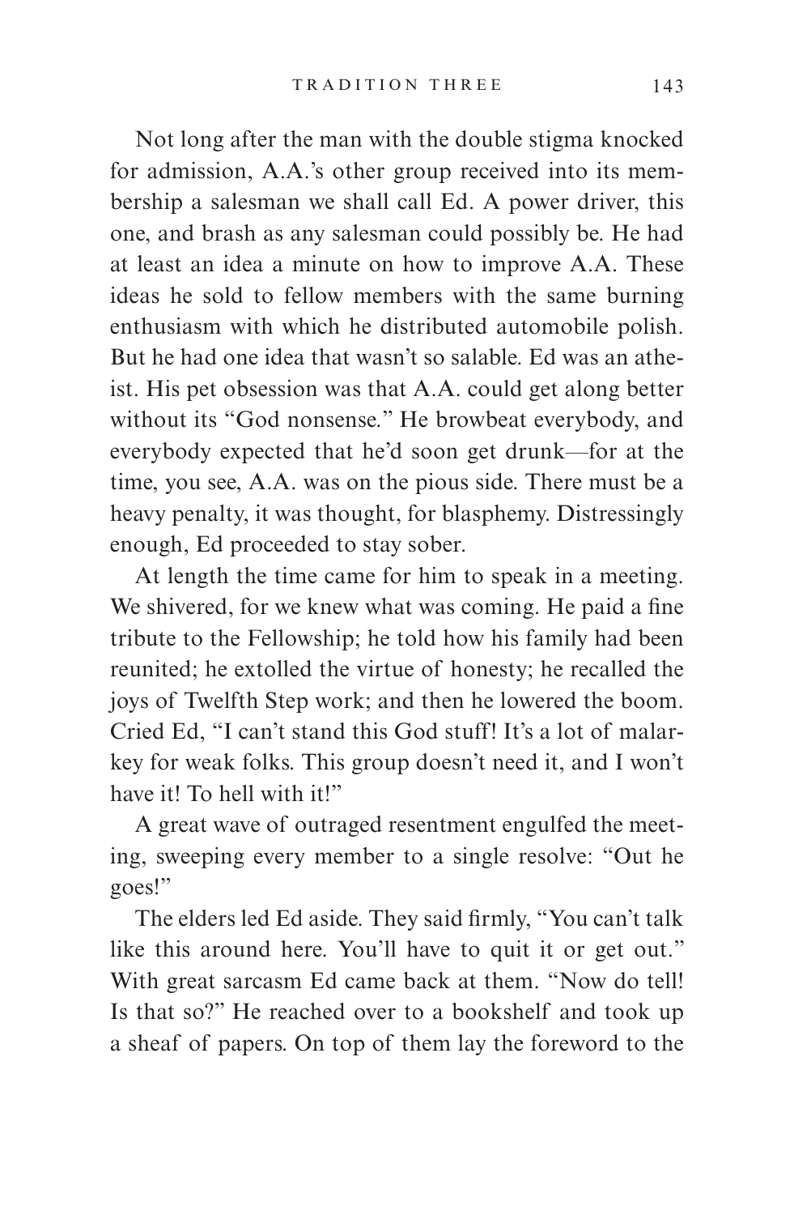Not long after the man with the double stigma knocked for admission, A.A.'s other group received into its membership a salesman we shall call Ed. A power driver, this one, and brash as any salesman could possibly be. He had at least an idea a minute on how to improve A.A. These ideas he sold to fellow members with the same burning enthusiasm with which he distributed automobile polish. But he had one idea that wasn't so salable. Ed was an atheist. His pet obsession was that A.A. could get along better without its "God nonsense." He browbeat everybody, and everybody expected that he'd soon get drunk—for at the time, you see, A.A. was on the pious side. There must be a heavy penalty, it was thought, for blasphemy. Distressingly enough, Ed proceeded to stay sober.

At length the time came for him to speak in a meeting. We shivered, for we knew what was coming. He paid a fine tribute to the Fellowship; he told how his family had been reunited; he extolled the virtue of honesty; he recalled the joys of Twelfth Step work; and then he lowered the boom. Cried Ed, "I can't stand this God stuff! It's a lot of malarkey for weak folks. This group doesn't need it, and I won't have it! To hell with it!"

A great wave of outraged resentment engulfed the meeting, sweeping every member to a single resolve: "Out he goes!"

The elders led Ed aside. They said firmly, "You can't talk like this around here. You'll have to quit it or get out." With great sarcasm Ed came back at them. "Now do tell! Is that so?" He reached over to a bookshelf and took up a sheaf of papers. On top of them lay the foreword to the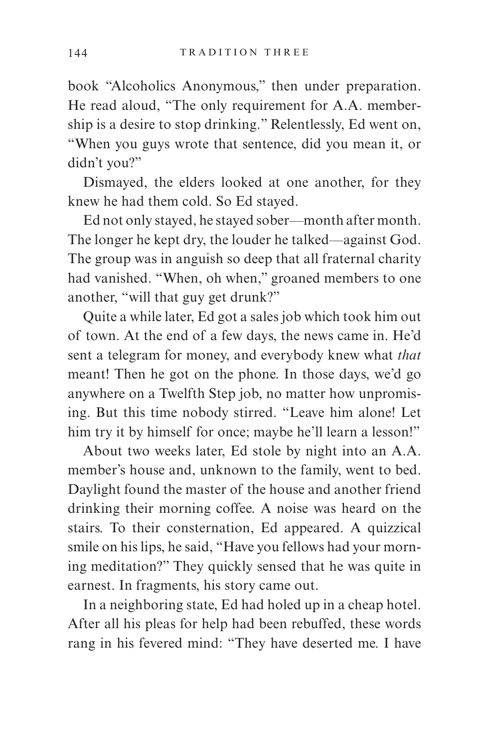book "Alcoholics Anonymous," then under preparation. He read aloud, "The only requirement for A.A. membership is a desire to stop drinking." Relentlessly, Ed went on, "When you guys wrote that sentence, did you mean it, or didn't you?"

Dismayed, the elders looked at one another, for they knew he had them cold. So Ed stayed.

Ed not only stayed, he stayed sober—month after month. The longer he kept dry, the louder he talked—against God. The group was in anguish so deep that all fraternal charity had vanished. "When, oh when," groaned members to one another, "will that guy get drunk?"

Quite a while later, Ed got a sales job which took him out of town. At the end of a few days, the news came in. He'd sent a telegram for money, and everybody knew what *that* meant! Then he got on the phone. In those days, we'd go anywhere on a Twelfth Step job, no matter how unpromising. But this time nobody stirred. "Leave him alone! Let him try it by himself for once; maybe he'll learn a lesson!"

About two weeks later, Ed stole by night into an A.A. member's house and, unknown to the family, went to bed. Daylight found the master of the house and another friend drinking their morning coffee. A noise was heard on the stairs. To their consternation, Ed appeared. A quizzical smile on his lips, he said, "Have you fellows had your morning meditation?" They quickly sensed that he was quite in earnest. In fragments, his story came out.

In a neighboring state, Ed had holed up in a cheap hotel. After all his pleas for help had been rebuffed, these words rang in his fevered mind: "They have deserted me. I have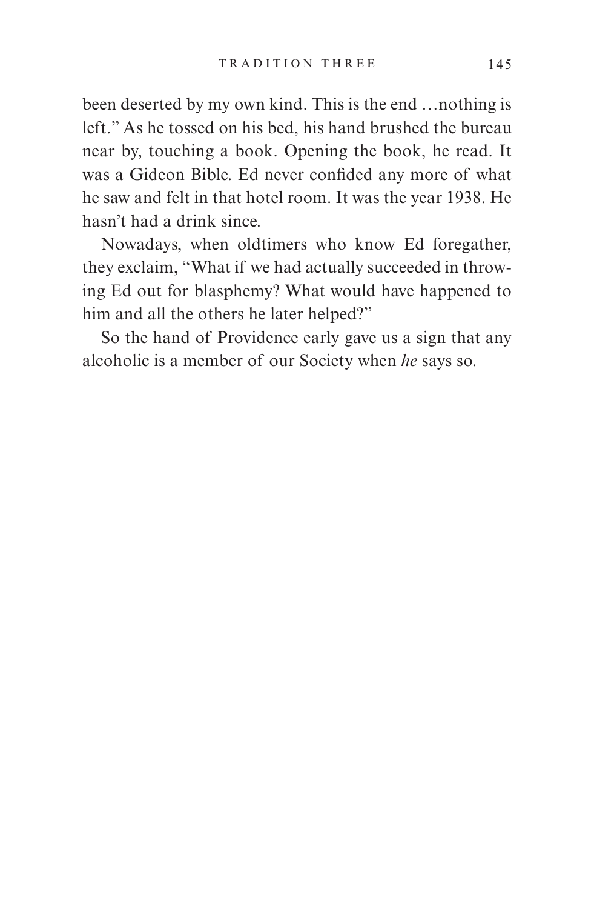been deserted by my own kind. This is the end …nothing is left." As he tossed on his bed, his hand brushed the bureau near by, touching a book. Opening the book, he read. It was a Gideon Bible. Ed never confided any more of what he saw and felt in that hotel room. It was the year 1938. He hasn't had a drink since.

Nowadays, when oldtimers who know Ed foregather, they exclaim, "What if we had actually succeeded in throwing Ed out for blasphemy? What would have happened to him and all the others he later helped?"

So the hand of Providence early gave us a sign that any alcoholic is a member of our Society when *he* says so.